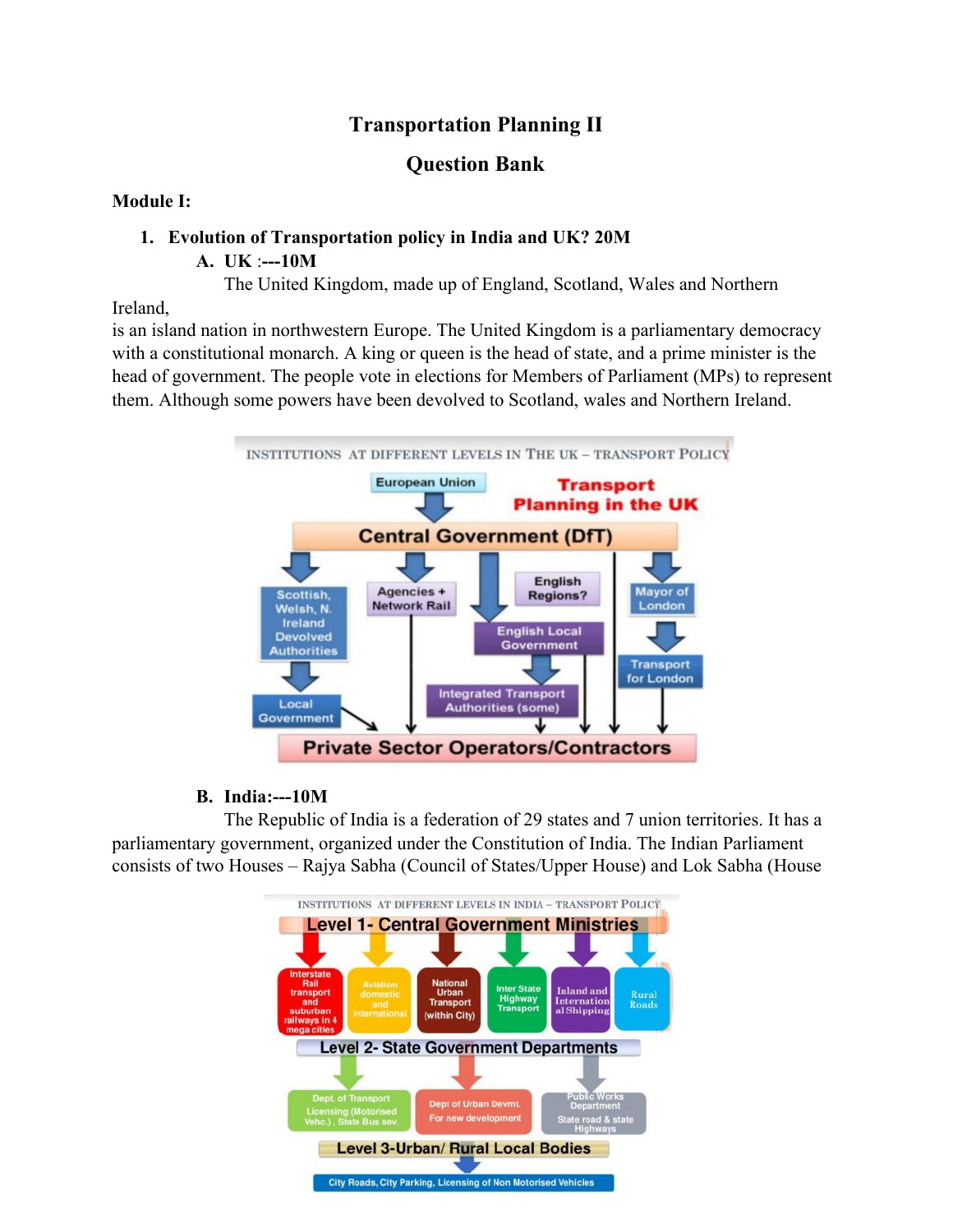# Transportation Planning II

## Question Bank

**Module I:**

1. **Evolution of Transportation policy in India and UK? 20M**

   **A. UK :---10M**

   The United Kingdom, made up of England, Scotland, Wales and Northern Ireland,
is an island nation in northwestern Europe. The United Kingdom is a parliamentary democracy with a constitutional monarch. A king or queen is the head of state, and a prime minister is the head of government. The people vote in elections for Members of Parliament (MPs) to represent them. Although some powers have been devolved to Scotland, wales and Northern Ireland.

   **B. India:---10M**

   The Republic of India is a federation of 29 states and 7 union territories. It has a parliamentary government, organized under the Constitution of India. The Indian Parliament consists of two Houses – Rajya Sabha (Council of States/Upper House) and Lok Sabha (House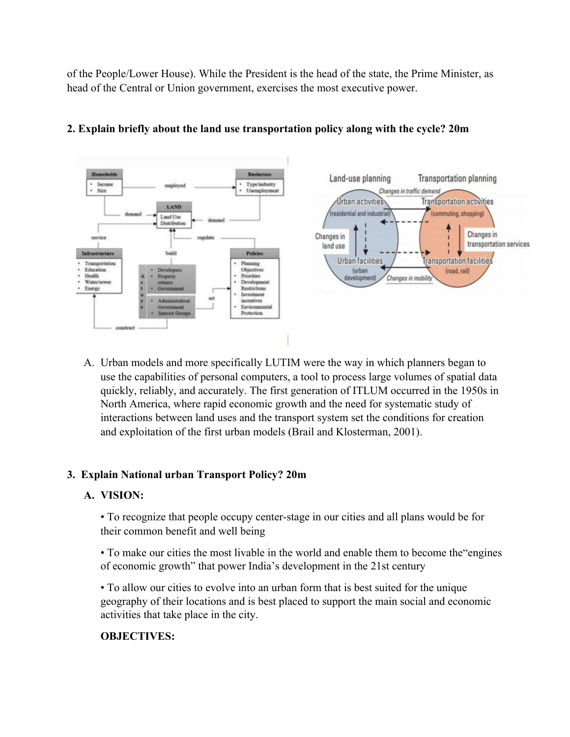of the People/Lower House). While the President is the head of the state, the Prime Minister, as head of the Central or Union government, exercises the most executive power.

**2. Explain briefly about the land use transportation policy along with the cycle? 20m**

A. Urban models and more specifically LUTIM were the way in which planners began to use the capabilities of personal computers, a tool to process large volumes of spatial data quickly, reliably, and accurately. The first generation of ITLUM occurred in the 1950s in North America, where rapid economic growth and the need for systematic study of interactions between land uses and the transport system set the conditions for creation and exploitation of the first urban models (Brail and Klosterman, 2001).

**3. Explain National urban Transport Policy? 20m**

**A. VISION:**

• To recognize that people occupy center-stage in our cities and all plans would be for their common benefit and well being

• To make our cities the most livable in the world and enable them to become the“engines of economic growth” that power India’s development in the 21st century

• To allow our cities to evolve into an urban form that is best suited for the unique geography of their locations and is best placed to support the main social and economic activities that take place in the city.

**OBJECTIVES:**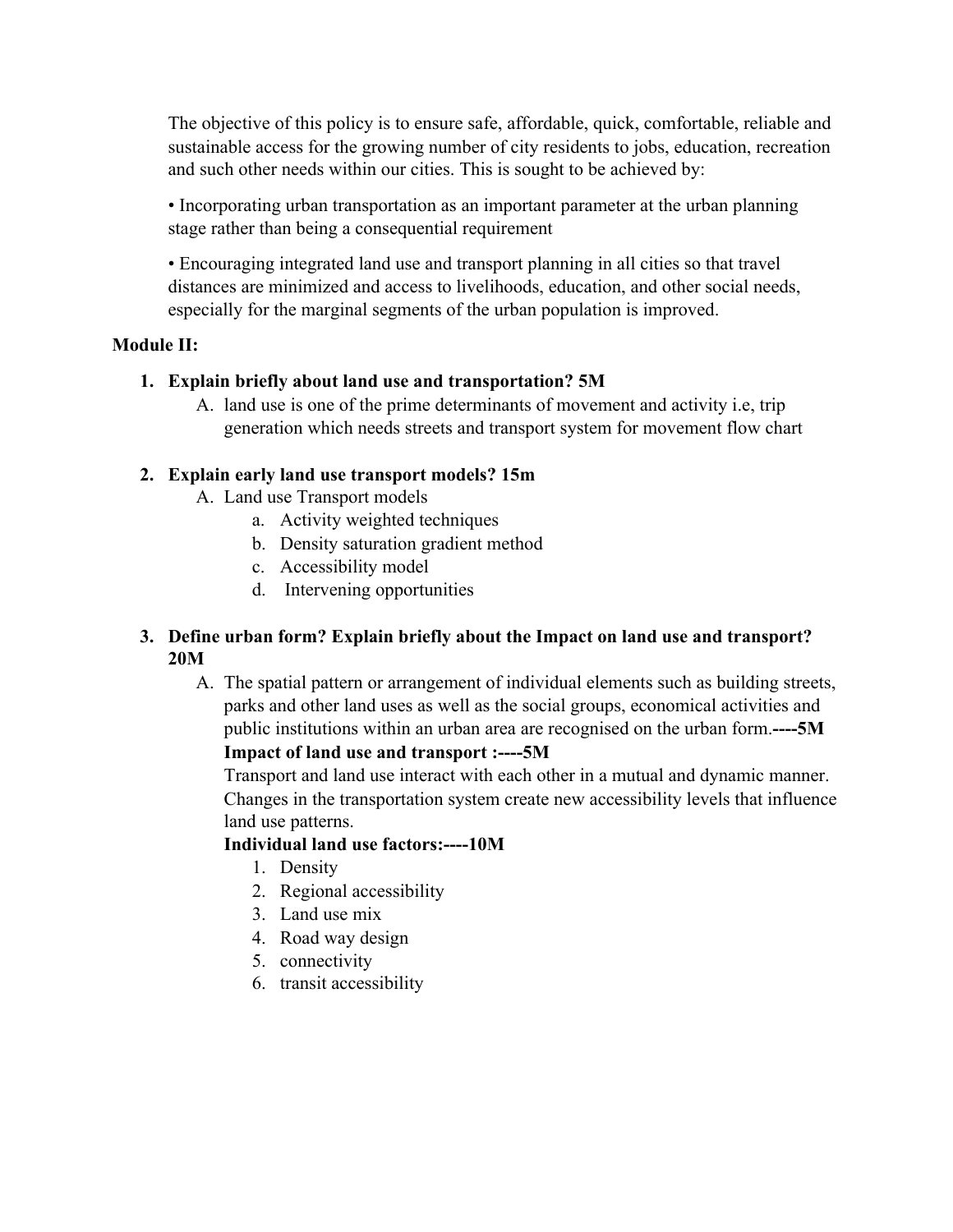The objective of this policy is to ensure safe, affordable, quick, comfortable, reliable and sustainable access for the growing number of city residents to jobs, education, recreation and such other needs within our cities. This is sought to be achieved by:

• Incorporating urban transportation as an important parameter at the urban planning stage rather than being a consequential requirement

• Encouraging integrated land use and transport planning in all cities so that travel distances are minimized and access to livelihoods, education, and other social needs, especially for the marginal segments of the urban population is improved.

**Module II:**

1. **Explain briefly about land use and transportation? 5M**
   A. land use is one of the prime determinants of movement and activity i.e, trip generation which needs streets and transport system for movement flow chart

2. **Explain early land use transport models? 15m**
   A. Land use Transport models
      a. Activity weighted techniques
      b. Density saturation gradient method
      c. Accessibility model
      d. Intervening opportunities

3. **Define urban form? Explain briefly about the Impact on land use and transport? 20M**
   A. The spatial pattern or arrangement of individual elements such as building streets, parks and other land uses as well as the social groups, economical activities and public institutions within an urban area are recognised on the urban form.**----5M**
   **Impact of land use and transport :----5M**
   Transport and land use interact with each other in a mutual and dynamic manner. Changes in the transportation system create new accessibility levels that influence land use patterns.
   **Individual land use factors:----10M**
      1. Density
      2. Regional accessibility
      3. Land use mix
      4. Road way design
      5. connectivity
      6. transit accessibility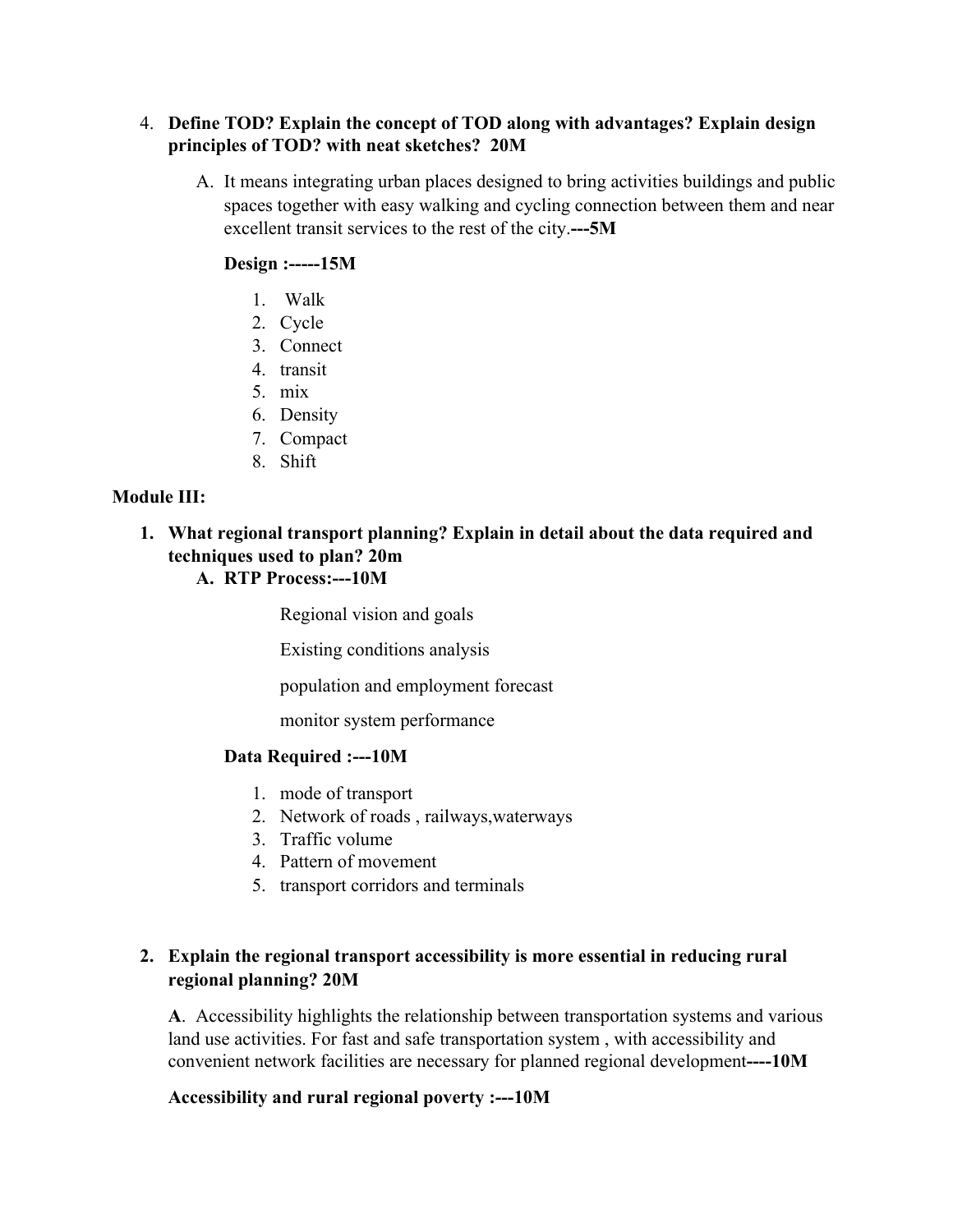4. **Define TOD? Explain the concept of TOD along with advantages? Explain design principles of TOD? with neat sketches? 20M**

   A. It means integrating urban places designed to bring activities buildings and public spaces together with easy walking and cycling connection between them and near excellent transit services to the rest of the city.**---5M**

   **Design :-----15M**

   1. Walk
   2. Cycle
   3. Connect
   4. transit
   5. mix
   6. Density
   7. Compact
   8. Shift

**Module III:**

1. **What regional transport planning? Explain in detail about the data required and techniques used to plan? 20m**

   A. **RTP Process:---10M**

      Regional vision and goals

      Existing conditions analysis

      population and employment forecast

      monitor system performance

   **Data Required :---10M**

   1. mode of transport
   2. Network of roads , railways,waterways
   3. Traffic volume
   4. Pattern of movement
   5. transport corridors and terminals

2. **Explain the regional transport accessibility is more essential in reducing rural regional planning? 20M**

   **A**. Accessibility highlights the relationship between transportation systems and various land use activities. For fast and safe transportation system , with accessibility and convenient network facilities are necessary for planned regional development**----10M**

   **Accessibility and rural regional poverty :---10M**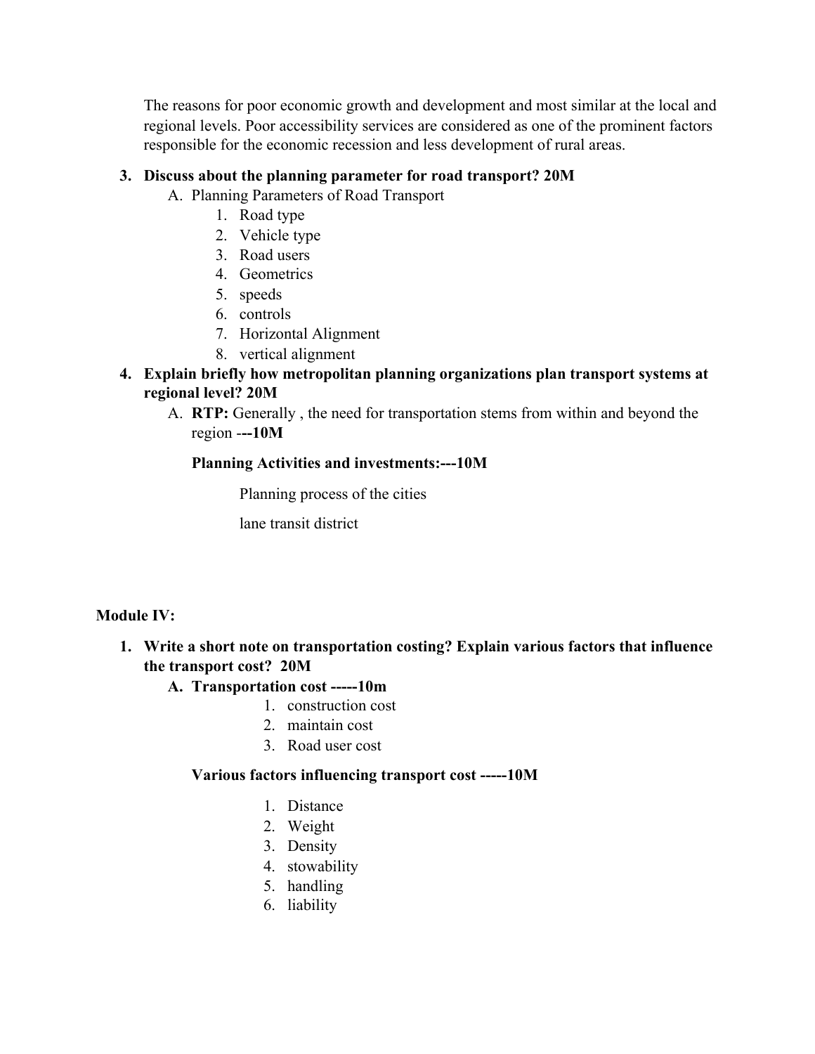The reasons for poor economic growth and development and most similar at the local and regional levels. Poor accessibility services are considered as one of the prominent factors responsible for the economic recession and less development of rural areas.

3. **Discuss about the planning parameter for road transport? 20M**
   A. Planning Parameters of Road Transport
      1. Road type
      2. Vehicle type
      3. Road users
      4. Geometrics
      5. speeds
      6. controls
      7. Horizontal Alignment
      8. vertical alignment

4. **Explain briefly how metropolitan planning organizations plan transport systems at regional level? 20M**
   A. **RTP:** Generally , the need for transportation stems from within and beyond the region -**--10M**

      **Planning Activities and investments:---10M**

         Planning process of the cities

         lane transit district

**Module IV:**

1. **Write a short note on transportation costing? Explain various factors that influence the transport cost? 20M**
   A. **Transportation cost -----10m**
         1. construction cost
         2. maintain cost
         3. Road user cost

      **Various factors influencing transport cost -----10M**

         1. Distance
         2. Weight
         3. Density
         4. stowability
         5. handling
         6. liability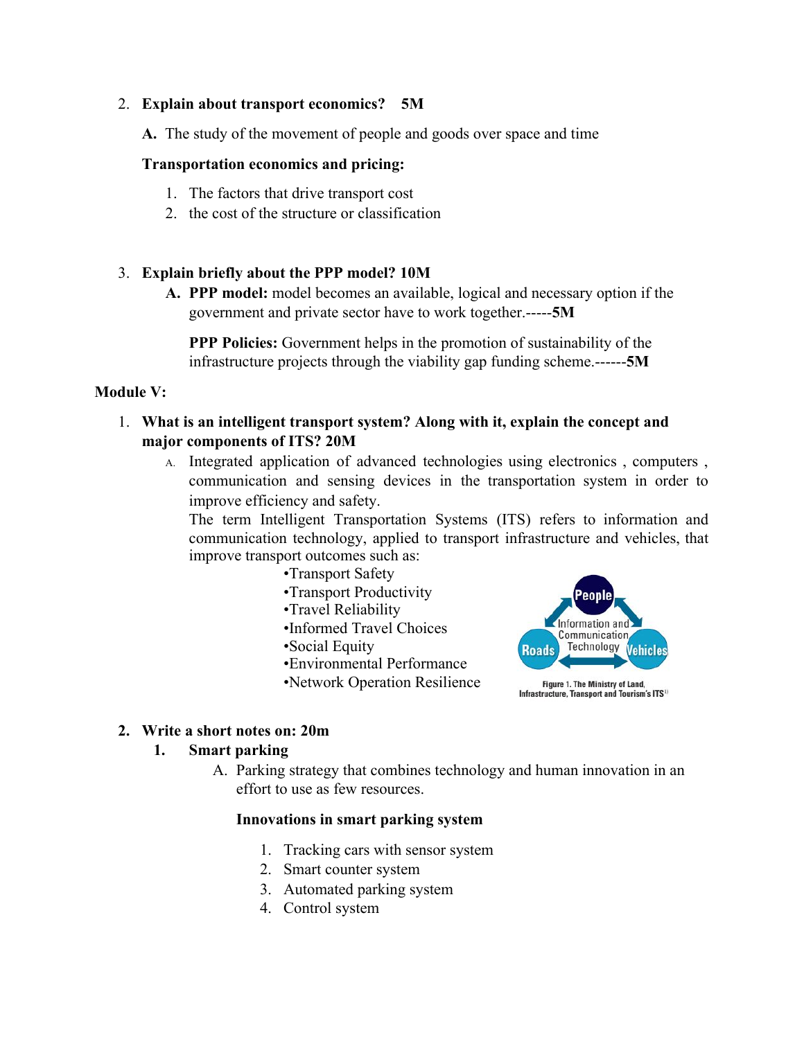2. **Explain about transport economics? 5M**

   **A.** The study of the movement of people and goods over space and time

   **Transportation economics and pricing:**

   1. The factors that drive transport cost
   2. the cost of the structure or classification

3. **Explain briefly about the PPP model? 10M**

   **A. PPP model:** model becomes an available, logical and necessary option if the government and private sector have to work together.-----**5M**

   **PPP Policies:** Government helps in the promotion of sustainability of the infrastructure projects through the viability gap funding scheme.------**5M**

**Module V:**

1. **What is an intelligent transport system? Along with it, explain the concept and major components of ITS? 20M**

   A. Integrated application of advanced technologies using electronics , computers , communication and sensing devices in the transportation system in order to improve efficiency and safety.

   The term Intelligent Transportation Systems (ITS) refers to information and communication technology, applied to transport infrastructure and vehicles, that improve transport outcomes such as:

   - Transport Safety
   - Transport Productivity
   - Travel Reliability
   - Informed Travel Choices
   - Social Equity
   - Environmental Performance
   - Network Operation Resilience

   Figure 1. The Ministry of Land, Infrastructure, Transport and Tourism's ITS[1]

2. **Write a short notes on: 20m**

   1. **Smart parking**

      A. Parking strategy that combines technology and human innovation in an effort to use as few resources.

      **Innovations in smart parking system**

      1. Tracking cars with sensor system
      2. Smart counter system
      3. Automated parking system
      4. Control system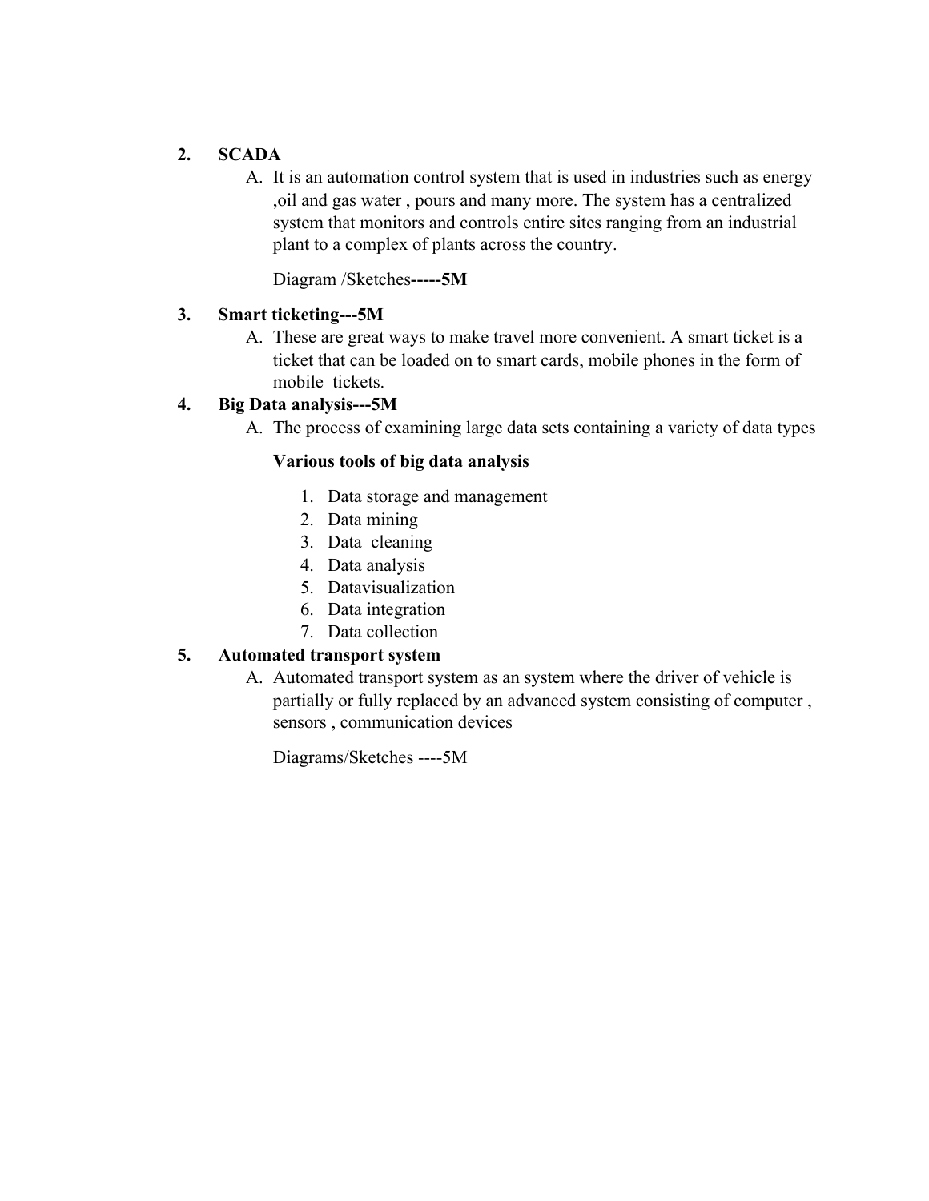2. **SCADA**

   A. It is an automation control system that is used in industries such as energy ,oil and gas water , pours and many more. The system has a centralized system that monitors and controls entire sites ranging from an industrial plant to a complex of plants across the country.

   Diagram /Sketches**-----5M**

3. **Smart ticketing---5M**

   A. These are great ways to make travel more convenient. A smart ticket is a ticket that can be loaded on to smart cards, mobile phones in the form of mobile tickets.

4. **Big Data analysis---5M**

   A. The process of examining large data sets containing a variety of data types

   **Various tools of big data analysis**

   1. Data storage and management
   2. Data mining
   3. Data cleaning
   4. Data analysis
   5. Datavisualization
   6. Data integration
   7. Data collection

5. **Automated transport system**

   A. Automated transport system as an system where the driver of vehicle is partially or fully replaced by an advanced system consisting of computer , sensors , communication devices

   Diagrams/Sketches ----5M